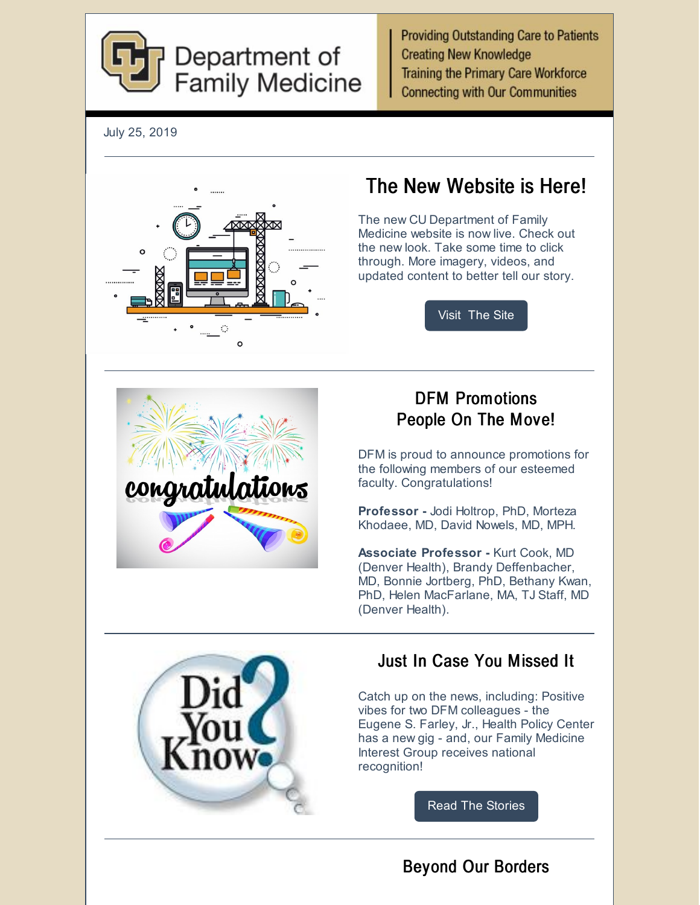# Department of Family Medicine

Providing Outstanding Care to Patients
Creating New Knowledge
Training the Primary Care Workforce
Connecting with Our Communities

July 25, 2019

---

## The New Website is Here!

The new CU Department of Family Medicine website is now live. Check out the new look. Take some time to click through. More imagery, videos, and updated content to better tell our story.

Visit The Site

---

## DFM Promotions People On The Move!

DFM is proud to announce promotions for the following members of our esteemed faculty. Congratulations!

**Professor -** Jodi Holtrop, PhD, Morteza Khodaee, MD, David Nowels, MD, MPH.

**Associate Professor -** Kurt Cook, MD (Denver Health), Brandy Deffenbacher, MD, Bonnie Jortberg, PhD, Bethany Kwan, PhD, Helen MacFarlane, MA, TJ Staff, MD (Denver Health).

---

## Just In Case You Missed It

Catch up on the news, including: Positive vibes for two DFM colleagues - the Eugene S. Farley, Jr., Health Policy Center has a new gig - and, our Family Medicine Interest Group receives national recognition!

Read The Stories

---

## Beyond Our Borders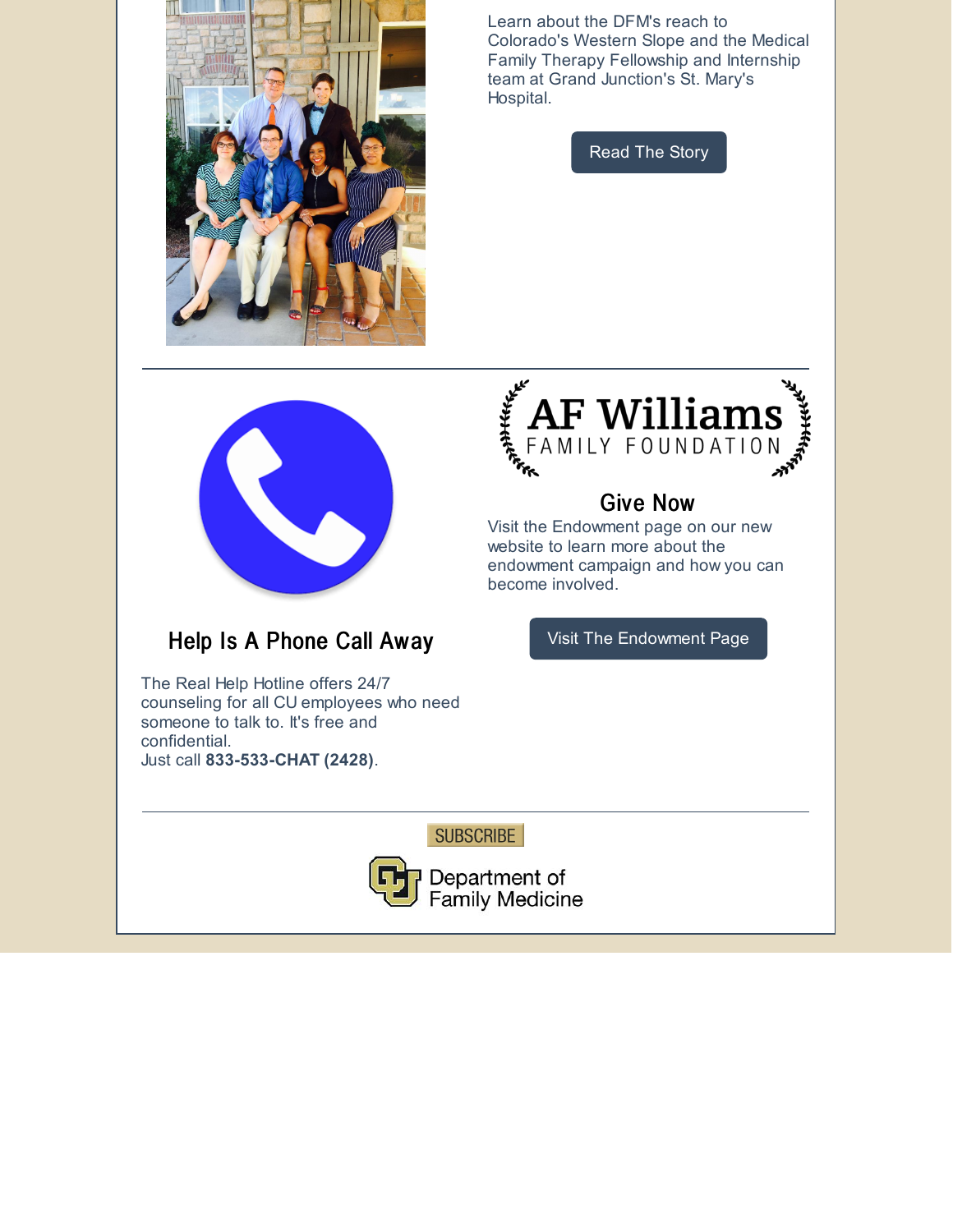Learn about the DFM's reach to Colorado's Western Slope and the Medical Family Therapy Fellowship and Internship team at Grand Junction's St. Mary's Hospital.

Read The Story

AF Williams FAMILY FOUNDATION

## Give Now

Visit the Endowment page on our new website to learn more about the endowment campaign and how you can become involved.

Visit The Endowment Page

## Help Is A Phone Call Away

The Real Help Hotline offers 24/7 counseling for all CU employees who need someone to talk to. It's free and confidential.
Just call **833-533-CHAT (2428)**.

SUBSCRIBE

Department of Family Medicine